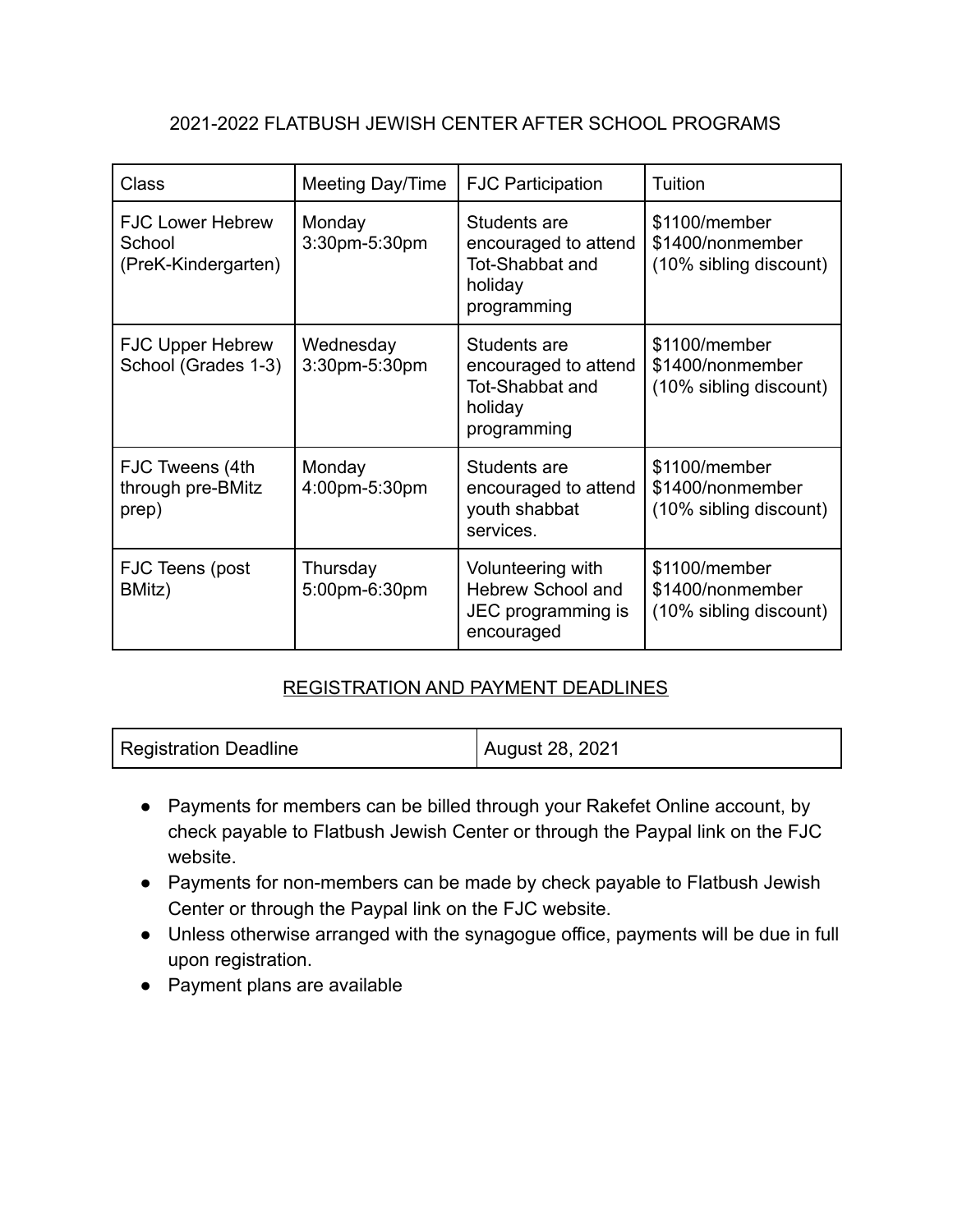# 2021-2022 FLATBUSH JEWISH CENTER AFTER SCHOOL PROGRAMS

| Class | Meeting Day/Time | FJC Participation | Tuition |
|---|---|---|---|
| FJC Lower Hebrew School (PreK-Kindergarten) | Monday 3:30pm-5:30pm | Students are encouraged to attend Tot-Shabbat and holiday programming | \$1100/member \$1400/nonmember (10% sibling discount) |
| FJC Upper Hebrew School (Grades 1-3) | Wednesday 3:30pm-5:30pm | Students are encouraged to attend Tot-Shabbat and holiday programming | \$1100/member \$1400/nonmember (10% sibling discount) |
| FJC Tweens (4th through pre-BMitz prep) | Monday 4:00pm-5:30pm | Students are encouraged to attend youth shabbat services. | \$1100/member \$1400/nonmember (10% sibling discount) |
| FJC Teens (post BMitz) | Thursday 5:00pm-6:30pm | Volunteering with Hebrew School and JEC programming is encouraged | \$1100/member \$1400/nonmember (10% sibling discount) |

## REGISTRATION AND PAYMENT DEADLINES

| Registration Deadline | August 28, 2021 |
|---|---|

- Payments for members can be billed through your Rakefet Online account, by check payable to Flatbush Jewish Center or through the Paypal link on the FJC website.
- Payments for non-members can be made by check payable to Flatbush Jewish Center or through the Paypal link on the FJC website.
- Unless otherwise arranged with the synagogue office, payments will be due in full upon registration.
- Payment plans are available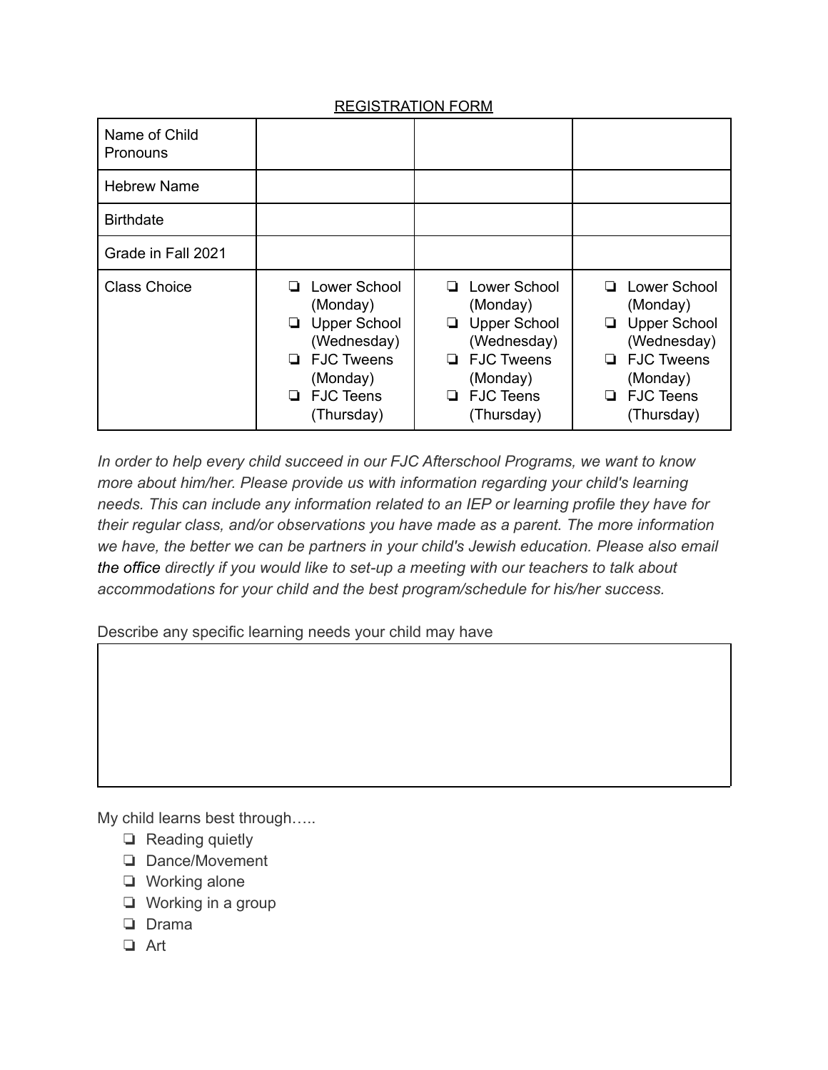<u>REGISTRATION FORM</u>

| Name of Child<br>Pronouns | | | |
|---|---|---|---|
| Hebrew Name | | | |
| Birthdate | | | |
| Grade in Fall 2021 | | | |
| Class Choice | ❏ Lower School (Monday)<br>❏ Upper School (Wednesday)<br>❏ FJC Tweens (Monday)<br>❏ FJC Teens (Thursday) | ❏ Lower School (Monday)<br>❏ Upper School (Wednesday)<br>❏ FJC Tweens (Monday)<br>❏ FJC Teens (Thursday) | ❏ Lower School (Monday)<br>❏ Upper School (Wednesday)<br>❏ FJC Tweens (Monday)<br>❏ FJC Teens (Thursday) |

*In order to help every child succeed in our FJC Afterschool Programs, we want to know more about him/her. Please provide us with information regarding your child's learning needs. This can include any information related to an IEP or learning profile they have for their regular class, and/or observations you have made as a parent. The more information we have, the better we can be partners in your child's Jewish education. Please also email* the office *directly if you would like to set-up a meeting with our teachers to talk about accommodations for your child and the best program/schedule for his/her success.*

Describe any specific learning needs your child may have

| |
|---|
| |

My child learns best through…..

- ❏ Reading quietly
- ❏ Dance/Movement
- ❏ Working alone
- ❏ Working in a group
- ❏ Drama
- ❏ Art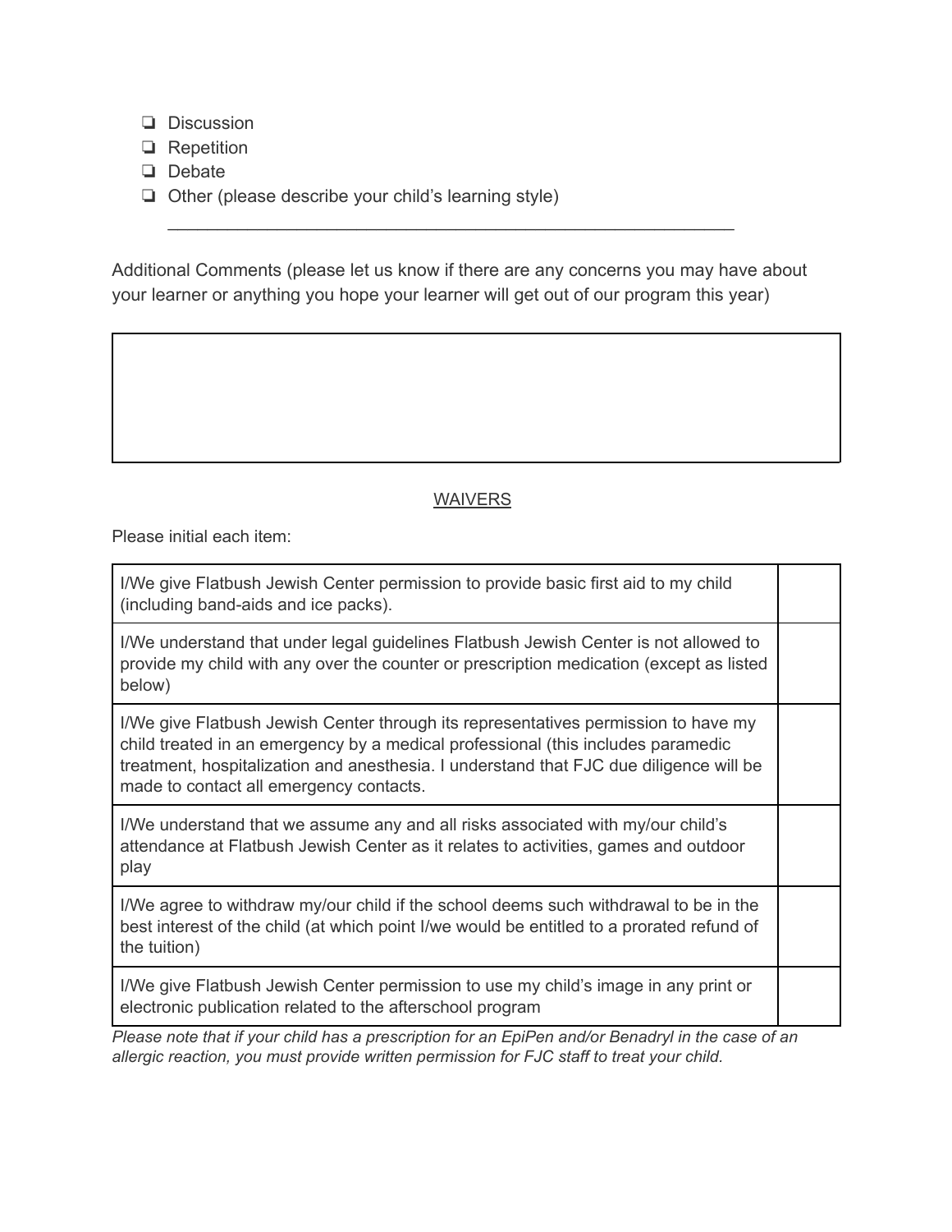- ❏ Discussion
- ❏ Repetition
- ❏ Debate
- ❏ Other (please describe your child's learning style)

  ____________________________________________________________

Additional Comments (please let us know if there are any concerns you may have about your learner or anything you hope your learner will get out of our program this year)

| |
|---|
| |

WAIVERS

Please initial each item:

| | |
|---|---|
| I/We give Flatbush Jewish Center permission to provide basic first aid to my child (including band-aids and ice packs). | |
| I/We understand that under legal guidelines Flatbush Jewish Center is not allowed to provide my child with any over the counter or prescription medication (except as listed below) | |
| I/We give Flatbush Jewish Center through its representatives permission to have my child treated in an emergency by a medical professional (this includes paramedic treatment, hospitalization and anesthesia. I understand that FJC due diligence will be made to contact all emergency contacts. | |
| I/We understand that we assume any and all risks associated with my/our child's attendance at Flatbush Jewish Center as it relates to activities, games and outdoor play | |
| I/We agree to withdraw my/our child if the school deems such withdrawal to be in the best interest of the child (at which point I/we would be entitled to a prorated refund of the tuition) | |
| I/We give Flatbush Jewish Center permission to use my child's image in any print or electronic publication related to the afterschool program | |

*Please note that if your child has a prescription for an EpiPen and/or Benadryl in the case of an allergic reaction, you must provide written permission for FJC staff to treat your child.*